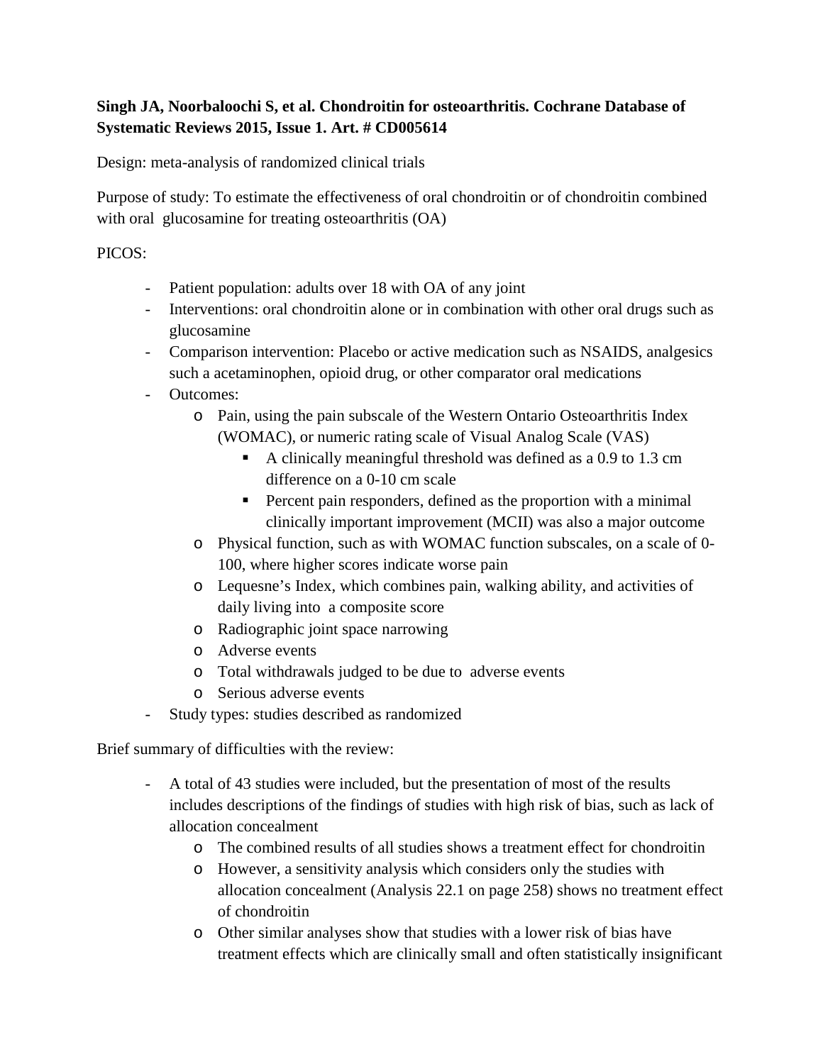**Singh JA, Noorbaloochi S, et al. Chondroitin for osteoarthritis. Cochrane Database of Systematic Reviews 2015, Issue 1. Art. # CD005614**

Design: meta-analysis of randomized clinical trials

Purpose of study: To estimate the effectiveness of oral chondroitin or of chondroitin combined with oral glucosamine for treating osteoarthritis (OA)

PICOS:

- Patient population: adults over 18 with OA of any joint
- Interventions: oral chondroitin alone or in combination with other oral drugs such as glucosamine
- Comparison intervention: Placebo or active medication such as NSAIDS, analgesics such a acetaminophen, opioid drug, or other comparator oral medications
- Outcomes:
    - Pain, using the pain subscale of the Western Ontario Osteoarthritis Index (WOMAC), or numeric rating scale of Visual Analog Scale (VAS)
        - A clinically meaningful threshold was defined as a 0.9 to 1.3 cm difference on a 0-10 cm scale
        - Percent pain responders, defined as the proportion with a minimal clinically important improvement (MCII) was also a major outcome
    - Physical function, such as with WOMAC function subscales, on a scale of 0-100, where higher scores indicate worse pain
    - Lequesne's Index, which combines pain, walking ability, and activities of daily living into a composite score
    - Radiographic joint space narrowing
    - Adverse events
    - Total withdrawals judged to be due to adverse events
    - Serious adverse events
- Study types: studies described as randomized

Brief summary of difficulties with the review:

- A total of 43 studies were included, but the presentation of most of the results includes descriptions of the findings of studies with high risk of bias, such as lack of allocation concealment
    - The combined results of all studies shows a treatment effect for chondroitin
    - However, a sensitivity analysis which considers only the studies with allocation concealment (Analysis 22.1 on page 258) shows no treatment effect of chondroitin
    - Other similar analyses show that studies with a lower risk of bias have treatment effects which are clinically small and often statistically insignificant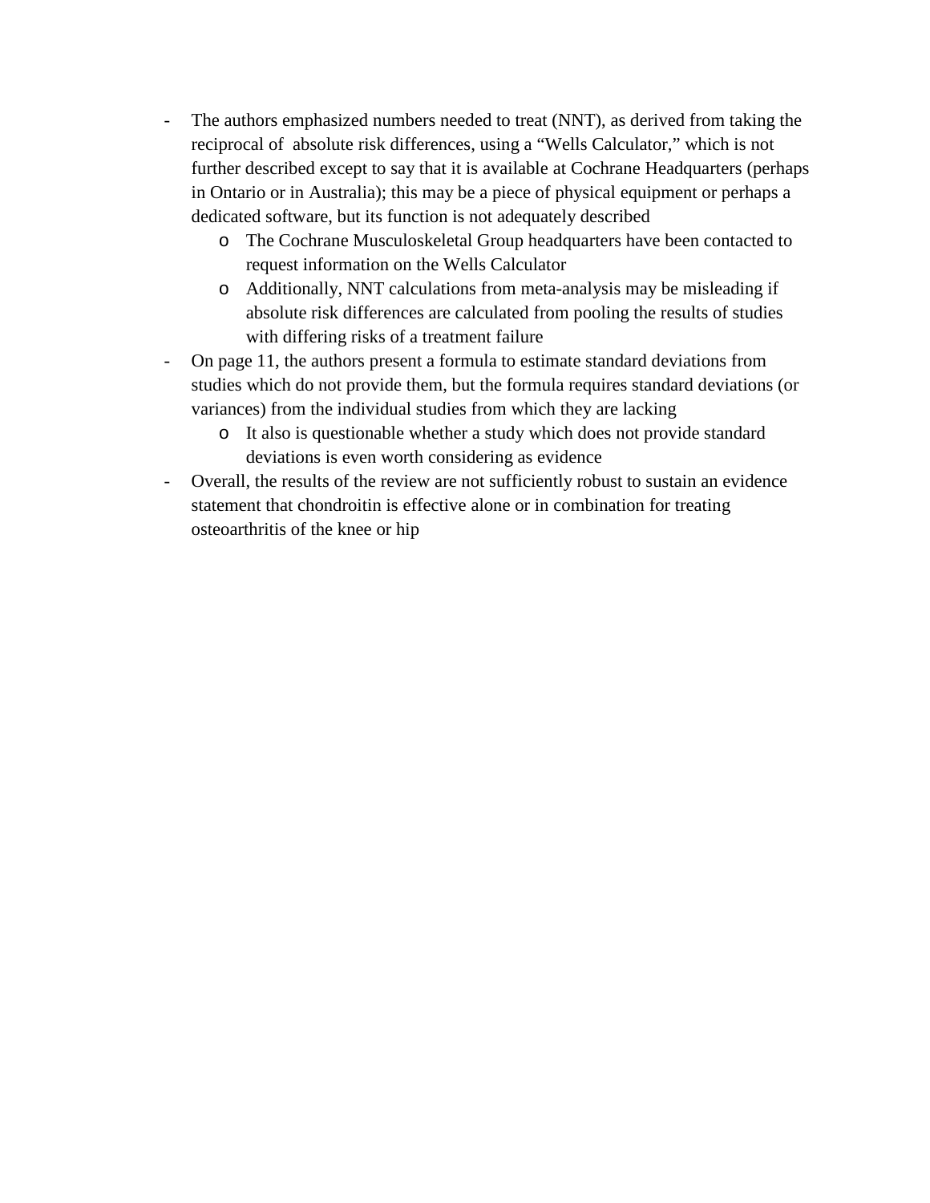- The authors emphasized numbers needed to treat (NNT), as derived from taking the reciprocal of absolute risk differences, using a "Wells Calculator," which is not further described except to say that it is available at Cochrane Headquarters (perhaps in Ontario or in Australia); this may be a piece of physical equipment or perhaps a dedicated software, but its function is not adequately described
  - The Cochrane Musculoskeletal Group headquarters have been contacted to request information on the Wells Calculator
  - Additionally, NNT calculations from meta-analysis may be misleading if absolute risk differences are calculated from pooling the results of studies with differing risks of a treatment failure
- On page 11, the authors present a formula to estimate standard deviations from studies which do not provide them, but the formula requires standard deviations (or variances) from the individual studies from which they are lacking
  - It also is questionable whether a study which does not provide standard deviations is even worth considering as evidence
- Overall, the results of the review are not sufficiently robust to sustain an evidence statement that chondroitin is effective alone or in combination for treating osteoarthritis of the knee or hip